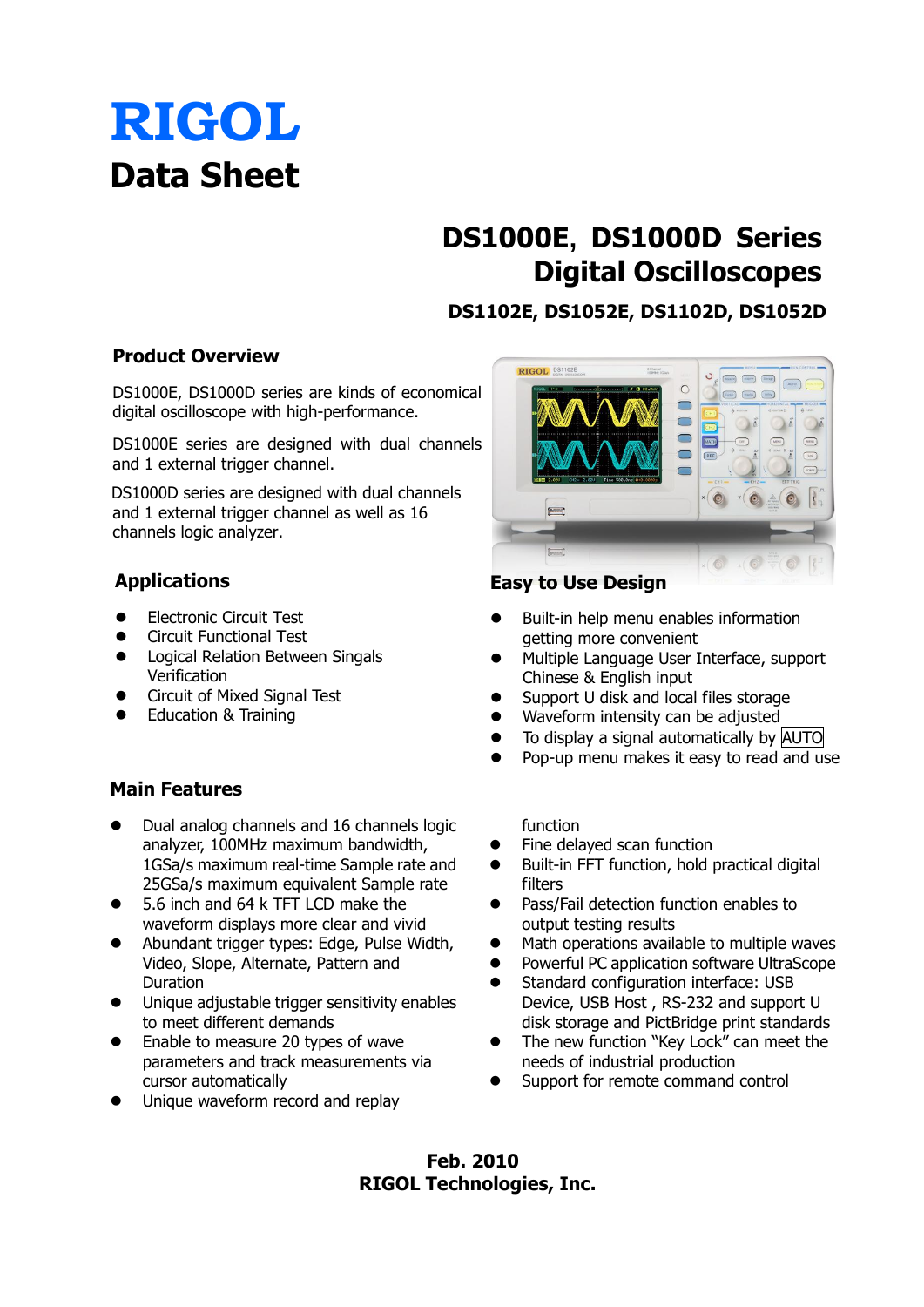# RIGOL

# Data Sheet

## DS1000E, DS1000D Series Digital Oscilloscopes

**DS1102E, DS1052E, DS1102D, DS1052D**

### Product Overview

DS1000E, DS1000D series are kinds of economical digital oscilloscope with high-performance.

DS1000E series are designed with dual channels and 1 external trigger channel.

DS1000D series are designed with dual channels and 1 external trigger channel as well as 16 channels logic analyzer.

### Applications

- Electronic Circuit Test
- Circuit Functional Test
- Logical Relation Between Singals Verification
- Circuit of Mixed Signal Test
- Education & Training

### Easy to Use Design

- Built-in help menu enables information getting more convenient
- Multiple Language User Interface, support Chinese & English input
- Support U disk and local files storage
- Waveform intensity can be adjusted
- To display a signal automatically by AUTO
- Pop-up menu makes it easy to read and use

### Main Features

- Dual analog channels and 16 channels logic analyzer, 100MHz maximum bandwidth, 1GSa/s maximum real-time Sample rate and 25GSa/s maximum equivalent Sample rate
- 5.6 inch and 64 k TFT LCD make the waveform displays more clear and vivid
- Abundant trigger types: Edge, Pulse Width, Video, Slope, Alternate, Pattern and Duration
- Unique adjustable trigger sensitivity enables to meet different demands
- Enable to measure 20 types of wave parameters and track measurements via cursor automatically
- Unique waveform record and replay function
- Fine delayed scan function
- Built-in FFT function, hold practical digital filters
- Pass/Fail detection function enables to output testing results
- Math operations available to multiple waves
- Powerful PC application software UltraScope
- Standard configuration interface: USB Device, USB Host , RS-232 and support U disk storage and PictBridge print standards
- The new function "Key Lock" can meet the needs of industrial production
- Support for remote command control

**Feb. 2010**
**RIGOL Technologies, Inc.**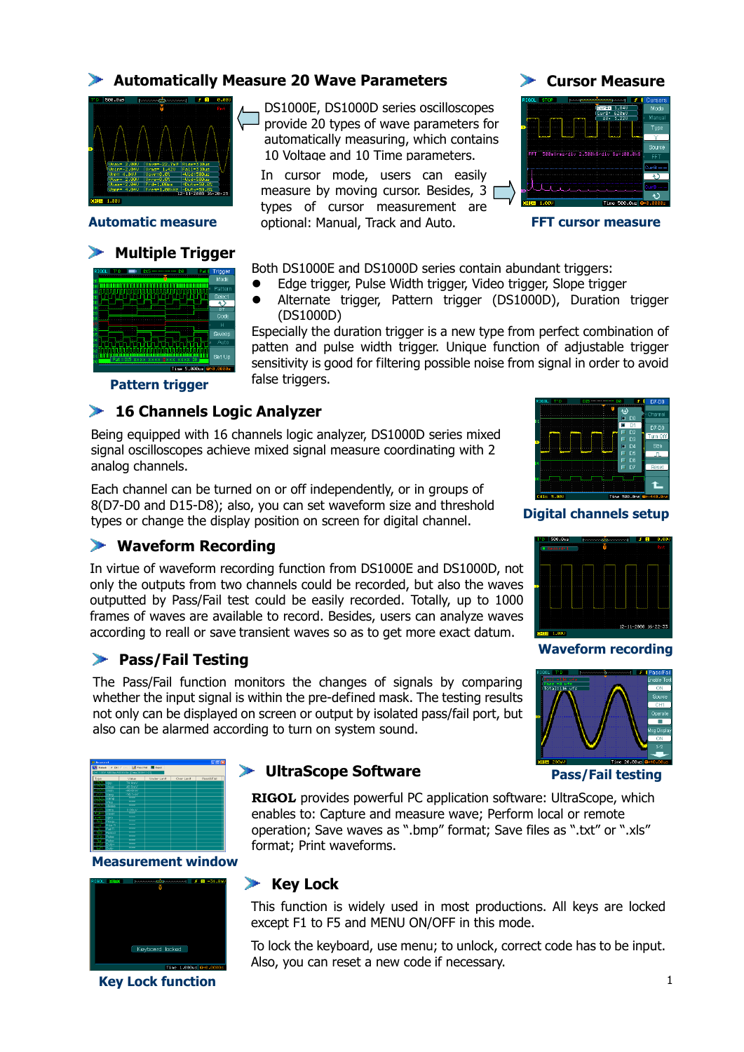## Automatically Measure 20 Wave Parameters

DS1000E, DS1000D series oscilloscopes provide 20 types of wave parameters for automatically measuring, which contains 10 Voltage and 10 Time parameters.

Automatic measure

## Cursor Measure

In cursor mode, users can easily measure by moving cursor. Besides, 3 types of cursor measurement are optional: Manual, Track and Auto.

FFT cursor measure

## Multiple Trigger

Both DS1000E and DS1000D series contain abundant triggers:

- Edge trigger, Pulse Width trigger, Video trigger, Slope trigger
- Alternate trigger, Pattern trigger (DS1000D), Duration trigger (DS1000D)

Especially the duration trigger is a new type from perfect combination of patten and pulse width trigger. Unique function of adjustable trigger sensitivity is good for filtering possible noise from signal in order to avoid false triggers.

Pattern trigger

## 16 Channels Logic Analyzer

Being equipped with 16 channels logic analyzer, DS1000D series mixed signal oscilloscopes achieve mixed signal measure coordinating with 2 analog channels.

Each channel can be turned on or off independently, or in groups of 8(D7-D0 and D15-D8); also, you can set waveform size and threshold types or change the display position on screen for digital channel.

Digital channels setup

## Waveform Recording

In virtue of waveform recording function from DS1000E and DS1000D, not only the outputs from two channels could be recorded, but also the waves outputted by Pass/Fail test could be easily recorded. Totally, up to 1000 frames of waves are available to record. Besides, users can analyze waves according to reall or save transient waves so as to get more exact datum.

Waveform recording

## Pass/Fail Testing

The Pass/Fail function monitors the changes of signals by comparing whether the input signal is within the pre-defined mask. The testing results not only can be displayed on screen or output by isolated pass/fail port, but also can be alarmed according to turn on system sound.

Pass/Fail testing

## UltraScope Software

**RIGOL** provides powerful PC application software: UltraScope, which enables to: Capture and measure wave; Perform local or remote operation; Save waves as ".bmp" format; Save files as ".txt" or ".xls" format; Print waveforms.

Measurement window

## Key Lock

This function is widely used in most productions. All keys are locked except F1 to F5 and MENU ON/OFF in this mode.

To lock the keyboard, use menu; to unlock, correct code has to be input. Also, you can reset a new code if necessary.

Key Lock function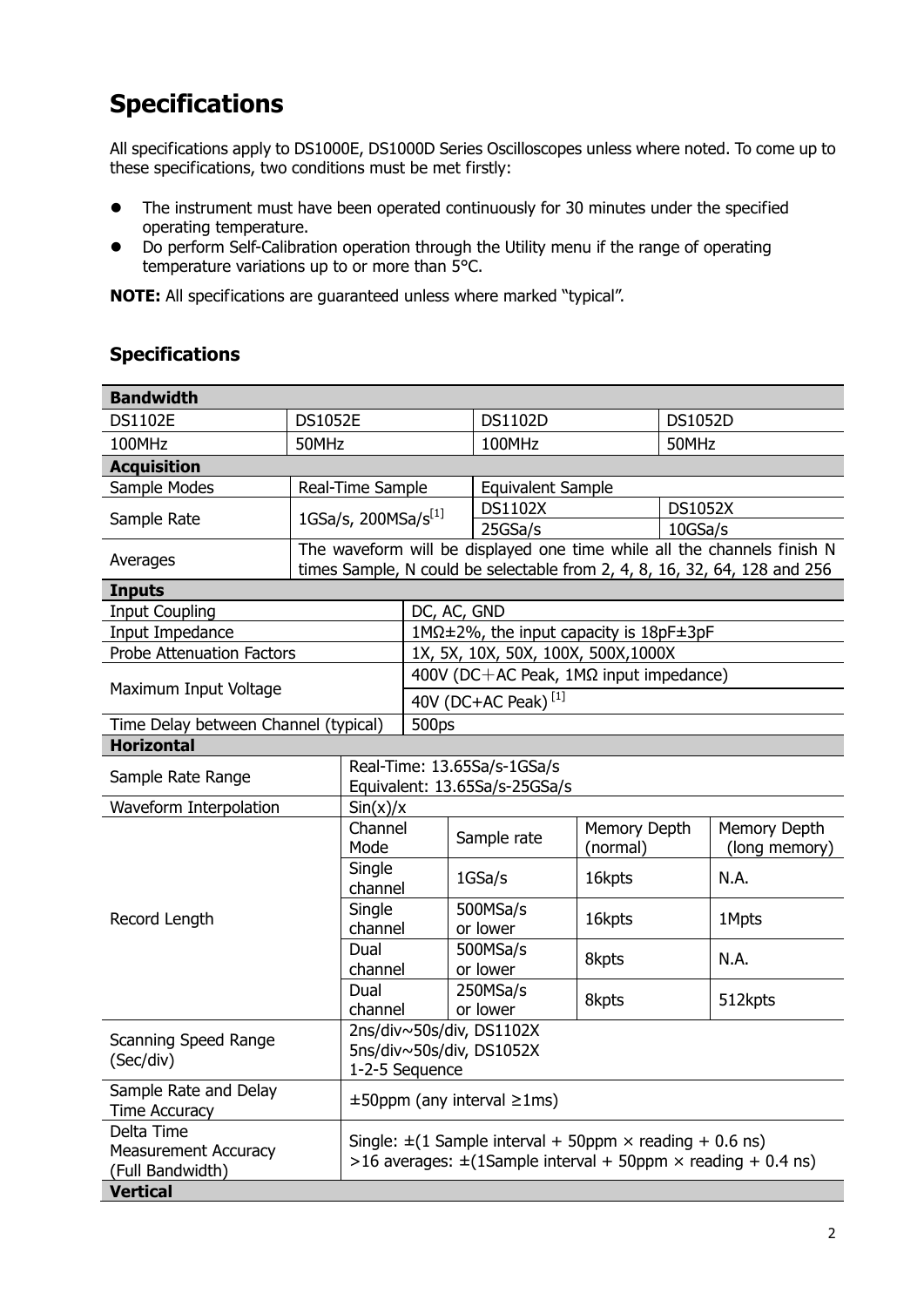# Specifications

All specifications apply to DS1000E, DS1000D Series Oscilloscopes unless where noted. To come up to these specifications, two conditions must be met firstly:

- The instrument must have been operated continuously for 30 minutes under the specified operating temperature.
- Do perform Self-Calibration operation through the Utility menu if the range of operating temperature variations up to or more than 5°C.

**NOTE:** All specifications are guaranteed unless where marked "typical".

## Specifications

| **Bandwidth** | | | | |
|---|---|---|---|---|
| DS1102E | DS1052E | | DS1102D | DS1052D |
| 100MHz | 50MHz | | 100MHz | 50MHz |
| **Acquisition** | | | | |
| Sample Modes | Real-Time Sample | | Equivalent Sample | |
| Sample Rate | 1GSa/s, 200MSa/s[1] | | DS1102X | DS1052X |
| | | | 25GSa/s | 10GSa/s |
| Averages | The waveform will be displayed one time while all the channels finish N times Sample, N could be selectable from 2, 4, 8, 16, 32, 64, 128 and 256 | | | |

| **Inputs** | |
|---|---|
| Input Coupling | DC, AC, GND |
| Input Impedance | 1MΩ±2%, the input capacity is 18pF±3pF |
| Probe Attenuation Factors | 1X, 5X, 10X, 50X, 100X, 500X,1000X |
| Maximum Input Voltage | 400V (DC＋AC Peak, 1MΩ input impedance) |
| | 40V (DC+AC Peak) [1] |
| Time Delay between Channel (typical) | 500ps |

| **Horizontal** | | | | |
|---|---|---|---|---|
| Sample Rate Range | Real-Time: 13.65Sa/s-1GSa/s<br>Equivalent: 13.65Sa/s-25GSa/s | | | |
| Waveform Interpolation | Sin(x)/x | | | |
| Record Length | Channel Mode | Sample rate | Memory Depth (normal) | Memory Depth (long memory) |
| | Single channel | 1GSa/s | 16kpts | N.A. |
| | Single channel | 500MSa/s or lower | 16kpts | 1Mpts |
| | Dual channel | 500MSa/s or lower | 8kpts | N.A. |
| | Dual channel | 250MSa/s or lower | 8kpts | 512kpts |
| Scanning Speed Range (Sec/div) | 2ns/div~50s/div, DS1102X<br>5ns/div~50s/div, DS1052X<br>1-2-5 Sequence | | | |
| Sample Rate and Delay Time Accuracy | ±50ppm (any interval ≥1ms) | | | |
| Delta Time Measurement Accuracy (Full Bandwidth) | Single: ±(1 Sample interval + 50ppm × reading + 0.6 ns)<br>>16 averages: ±(1Sample interval + 50ppm × reading + 0.4 ns) | | | |
| **Vertical** | | | | |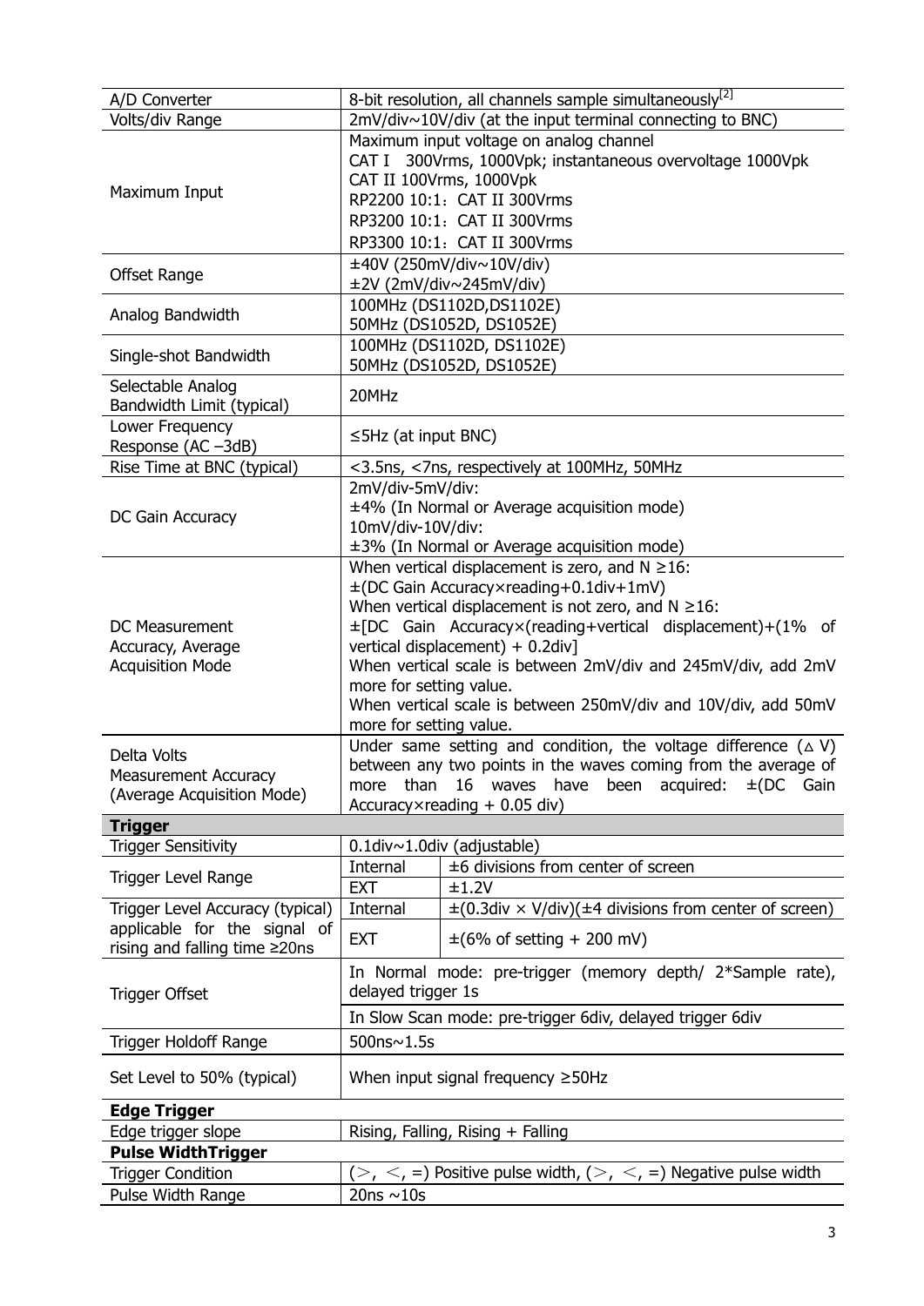| | |
|---|---|
| A/D Converter | 8-bit resolution, all channels sample simultaneously[2] |
| Volts/div Range | 2mV/div~10V/div (at the input terminal connecting to BNC) |
| Maximum Input | Maximum input voltage on analog channel<br>CAT I 300Vrms, 1000Vpk; instantaneous overvoltage 1000Vpk<br>CAT II 100Vrms, 1000Vpk<br>RP2200 10:1：CAT II 300Vrms<br>RP3200 10:1：CAT II 300Vrms<br>RP3300 10:1：CAT II 300Vrms |
| Offset Range | ±40V (250mV/div~10V/div)<br>±2V (2mV/div~245mV/div) |
| Analog Bandwidth | 100MHz (DS1102D,DS1102E)<br>50MHz (DS1052D, DS1052E) |
| Single-shot Bandwidth | 100MHz (DS1102D, DS1102E)<br>50MHz (DS1052D, DS1052E) |
| Selectable Analog Bandwidth Limit (typical) | 20MHz |
| Lower Frequency Response (AC –3dB) | ≤5Hz (at input BNC) |
| Rise Time at BNC (typical) | <3.5ns, <7ns, respectively at 100MHz, 50MHz |
| DC Gain Accuracy | 2mV/div-5mV/div:<br>±4% (In Normal or Average acquisition mode)<br>10mV/div-10V/div:<br>±3% (In Normal or Average acquisition mode) |
| DC Measurement Accuracy, Average Acquisition Mode | When vertical displacement is zero, and N ≥16:<br>±(DC Gain Accuracy×reading+0.1div+1mV)<br>When vertical displacement is not zero, and N ≥16:<br>±[DC Gain Accuracy×(reading+vertical displacement)+(1% of vertical displacement) + 0.2div]<br>When vertical scale is between 2mV/div and 245mV/div, add 2mV more for setting value.<br>When vertical scale is between 250mV/div and 10V/div, add 50mV more for setting value. |
| Delta Volts Measurement Accuracy (Average Acquisition Mode) | Under same setting and condition, the voltage difference (△V) between any two points in the waves coming from the average of more than 16 waves have been acquired: ±(DC Gain Accuracy×reading + 0.05 div) |

**Trigger**

| | | |
|---|---|---|
| Trigger Sensitivity | 0.1div~1.0div (adjustable) | |
| Trigger Level Range | Internal | ±6 divisions from center of screen |
| | EXT | ±1.2V |
| Trigger Level Accuracy (typical) applicable for the signal of rising and falling time ≥20ns | Internal | ±(0.3div × V/div)(±4 divisions from center of screen) |
| | EXT | ±(6% of setting + 200 mV) |
| Trigger Offset | In Normal mode: pre-trigger (memory depth/ 2*Sample rate), delayed trigger 1s | |
| | In Slow Scan mode: pre-trigger 6div, delayed trigger 6div | |
| Trigger Holdoff Range | 500ns~1.5s | |
| Set Level to 50% (typical) | When input signal frequency ≥50Hz | |

**Edge Trigger**

| | |
|---|---|
| Edge trigger slope | Rising, Falling, Rising + Falling |

**Pulse WidthTrigger**

| | |
|---|---|
| Trigger Condition | (＞, ＜, =) Positive pulse width, (＞, ＜, =) Negative pulse width |
| Pulse Width Range | 20ns ~10s |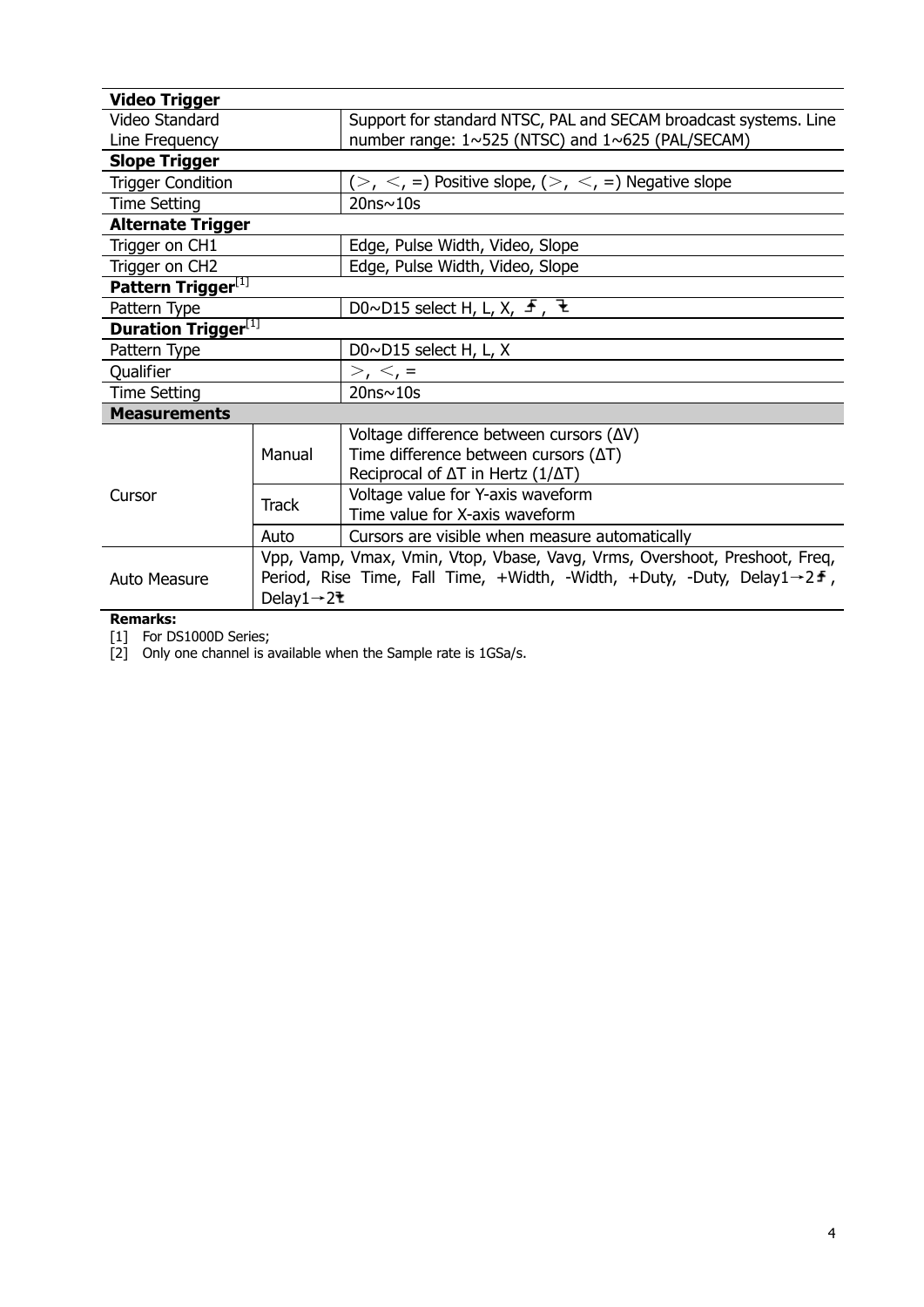| **Video Trigger** | | |
|---|---|---|
| Video Standard<br>Line Frequency | | Support for standard NTSC, PAL and SECAM broadcast systems. Line number range: 1~525 (NTSC) and 1~625 (PAL/SECAM) |
| **Slope Trigger** | | |
| Trigger Condition | | (＞, ＜, =) Positive slope, (＞, ＜, =) Negative slope |
| Time Setting | | 20ns~10s |
| **Alternate Trigger** | | |
| Trigger on CH1 | | Edge, Pulse Width, Video, Slope |
| Trigger on CH2 | | Edge, Pulse Width, Video, Slope |
| **Pattern Trigger**[1] | | |
| Pattern Type | | D0~D15 select H, L, X, ↑, ↓ |
| **Duration Trigger**[1] | | |
| Pattern Type | | D0~D15 select H, L, X |
| Qualifier | | ＞, ＜, = |
| Time Setting | | 20ns~10s |
| **Measurements** | | |
| Cursor | Manual | Voltage difference between cursors (ΔV)<br>Time difference between cursors (ΔT)<br>Reciprocal of ΔT in Hertz (1/ΔT) |
| | Track | Voltage value for Y-axis waveform<br>Time value for X-axis waveform |
| | Auto | Cursors are visible when measure automatically |
| Auto Measure | Vpp, Vamp, Vmax, Vmin, Vtop, Vbase, Vavg, Vrms, Overshoot, Preshoot, Freq, Period, Rise Time, Fall Time, +Width, -Width, +Duty, -Duty, Delay1→2↑, Delay1→2↓ | |

**Remarks:**

[1] For DS1000D Series;

[2] Only one channel is available when the Sample rate is 1GSa/s.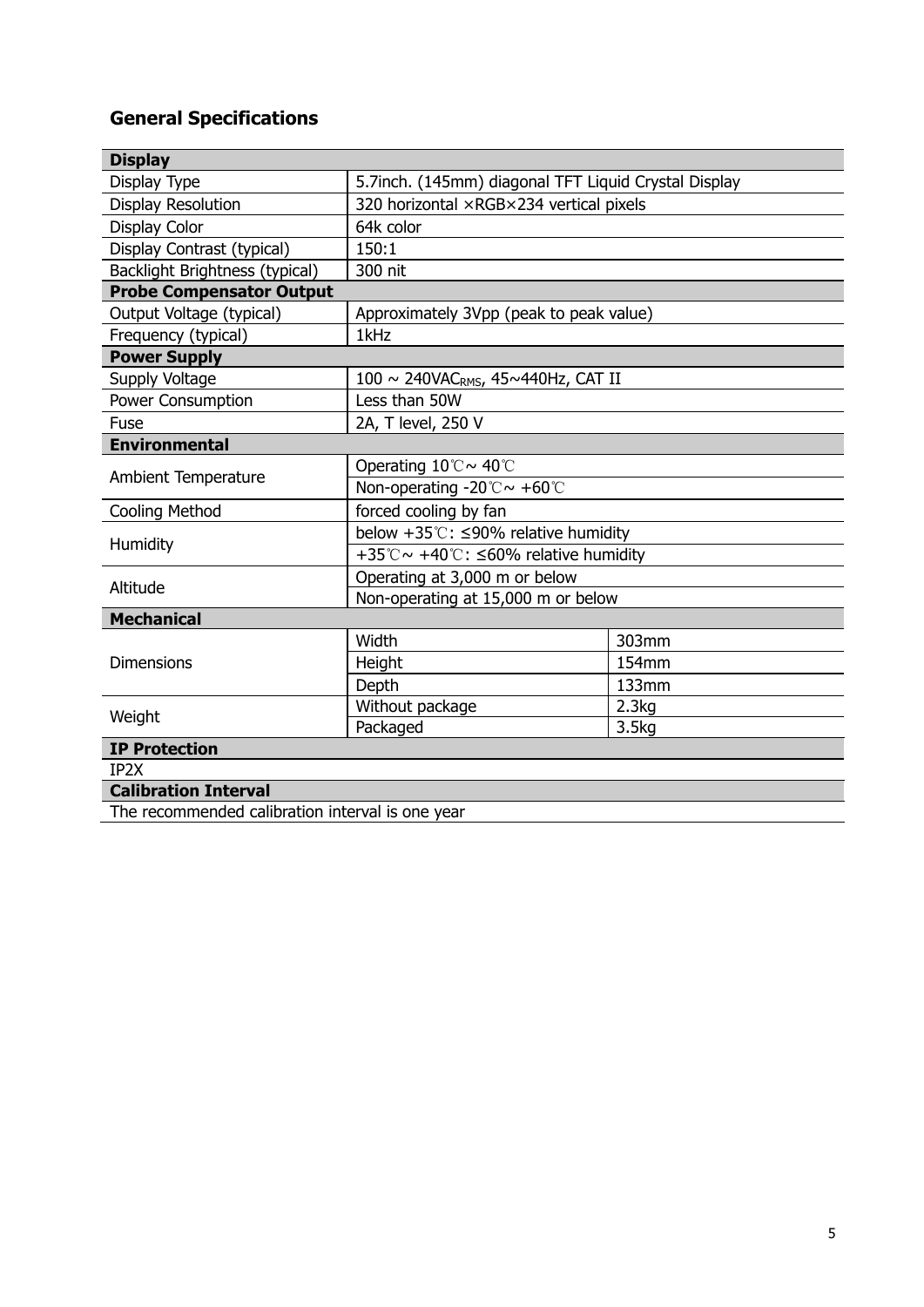## General Specifications

| Display | | |
|---|---|---|
| Display Type | 5.7inch. (145mm) diagonal TFT Liquid Crystal Display | |
| Display Resolution | 320 horizontal ×RGB×234 vertical pixels | |
| Display Color | 64k color | |
| Display Contrast (typical) | 150:1 | |
| Backlight Brightness (typical) | 300 nit | |
| **Probe Compensator Output** | | |
| Output Voltage (typical) | Approximately 3Vpp (peak to peak value) | |
| Frequency (typical) | 1kHz | |
| **Power Supply** | | |
| Supply Voltage | 100 ~ 240$VAC_{RMS}$, 45~440Hz, CAT II | |
| Power Consumption | Less than 50W | |
| Fuse | 2A, T level, 250 V | |
| **Environmental** | | |
| Ambient Temperature | Operating 10℃~ 40℃ | |
| | Non-operating -20℃~ +60℃ | |
| Cooling Method | forced cooling by fan | |
| Humidity | below +35℃: ≤90% relative humidity | |
| | +35℃~ +40℃: ≤60% relative humidity | |
| Altitude | Operating at 3,000 m or below | |
| | Non-operating at 15,000 m or below | |
| **Mechanical** | | |
| Dimensions | Width | 303mm |
| | Height | 154mm |
| | Depth | 133mm |
| Weight | Without package | 2.3kg |
| | Packaged | 3.5kg |
| **IP Protection** | | |
| IP2X | | |
| **Calibration Interval** | | |
| The recommended calibration interval is one year | | |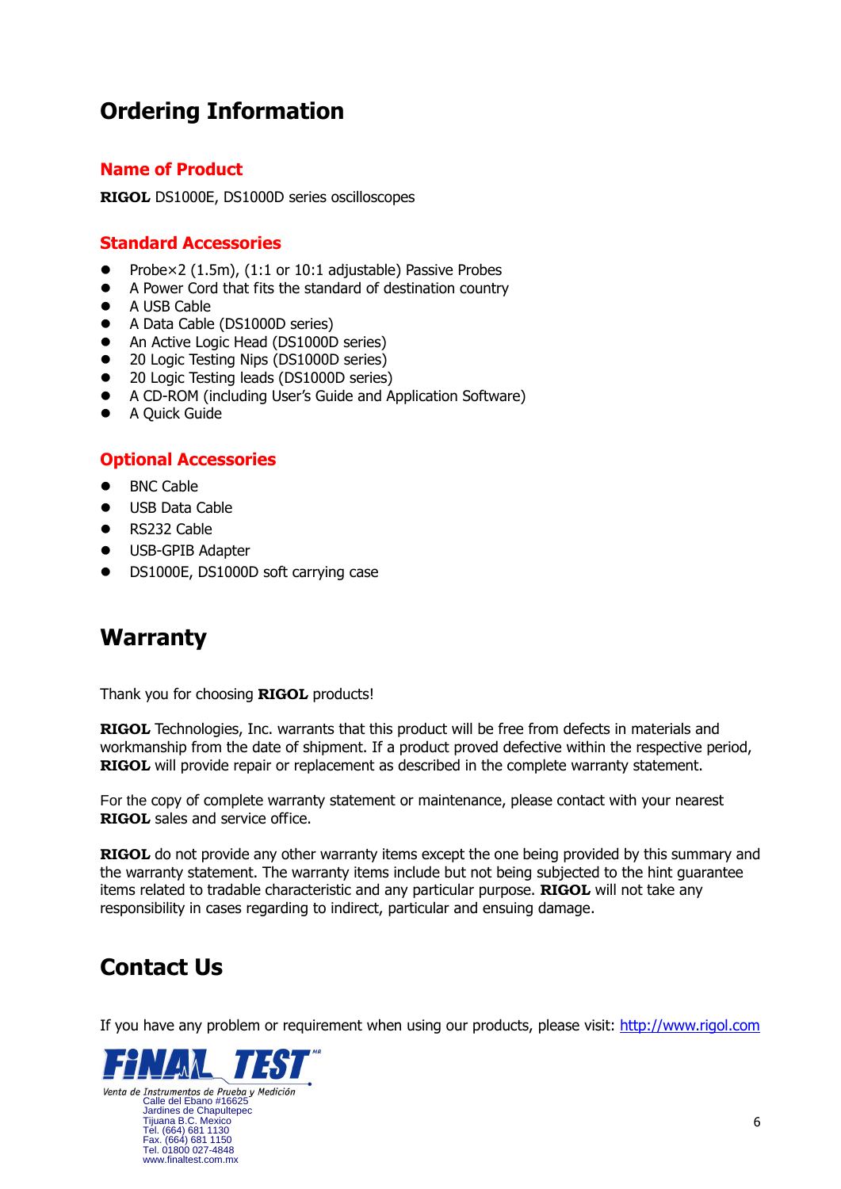# Ordering Information

## Name of Product

**RIGOL** DS1000E, DS1000D series oscilloscopes

## Standard Accessories

- Probe×2 (1.5m), (1:1 or 10:1 adjustable) Passive Probes
- A Power Cord that fits the standard of destination country
- A USB Cable
- A Data Cable (DS1000D series)
- An Active Logic Head (DS1000D series)
- 20 Logic Testing Nips (DS1000D series)
- 20 Logic Testing leads (DS1000D series)
- A CD-ROM (including User's Guide and Application Software)
- A Quick Guide

## Optional Accessories

- BNC Cable
- USB Data Cable
- RS232 Cable
- USB-GPIB Adapter
- DS1000E, DS1000D soft carrying case

# Warranty

Thank you for choosing **RIGOL** products!

**RIGOL** Technologies, Inc. warrants that this product will be free from defects in materials and workmanship from the date of shipment. If a product proved defective within the respective period, **RIGOL** will provide repair or replacement as described in the complete warranty statement.

For the copy of complete warranty statement or maintenance, please contact with your nearest **RIGOL** sales and service office.

**RIGOL** do not provide any other warranty items except the one being provided by this summary and the warranty statement. The warranty items include but not being subjected to the hint guarantee items related to tradable characteristic and any particular purpose. **RIGOL** will not take any responsibility in cases regarding to indirect, particular and ensuing damage.

# Contact Us

If you have any problem or requirement when using our products, please visit: http://www.rigol.com

FiNAL TEST MR

Venta de Instrumentos de Prueba y Medición
Calle del Ebano #16625
Jardines de Chapultepec
Tijuana B.C. Mexico
Tel. (664) 681 1130
Fax. (664) 681 1150
Tel. 01800 027-4848
www.finaltest.com.mx